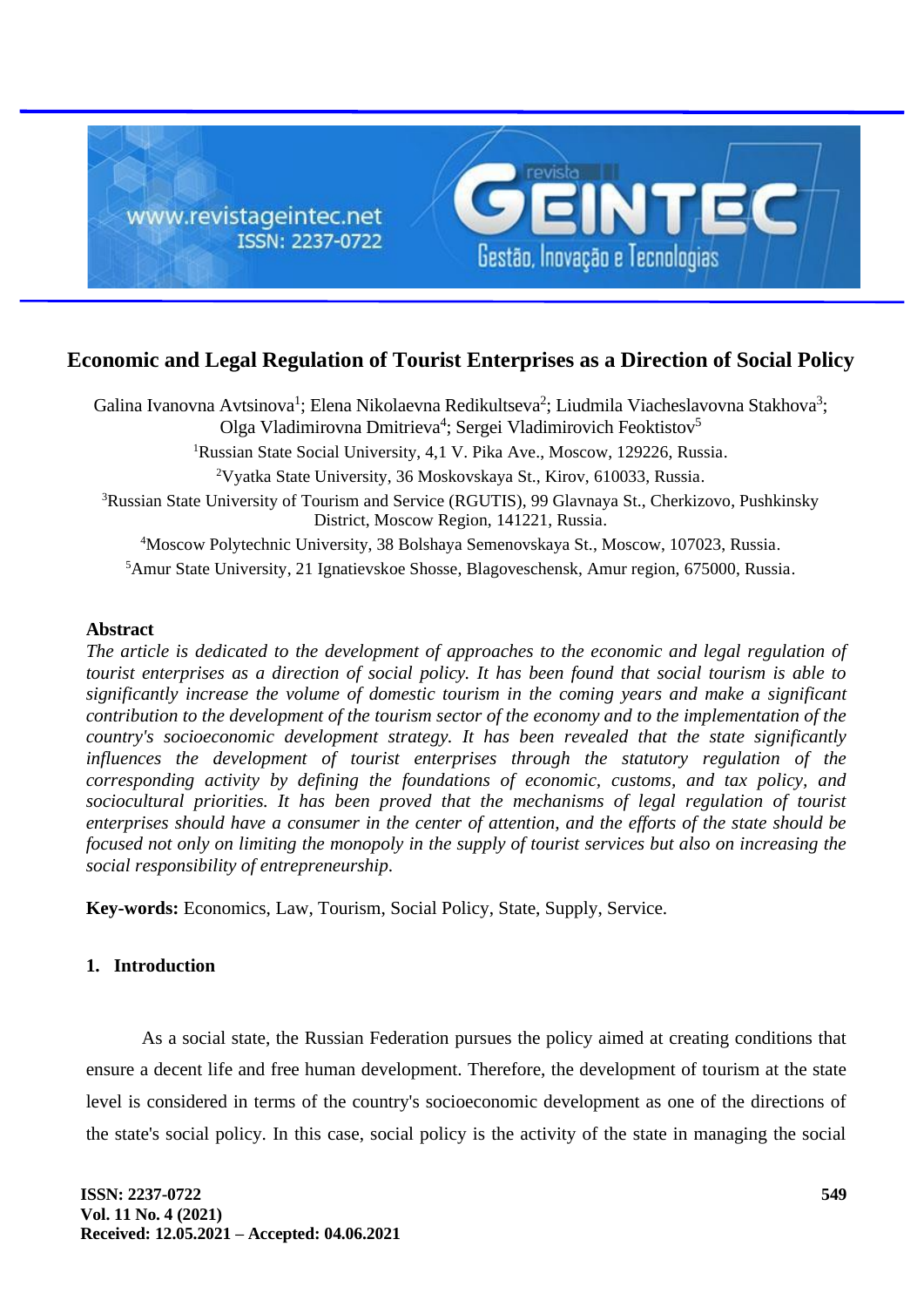# Economic and Legal Regulation of Tourist Enterprises as a Direction of Social Policy

Galina Ivanovna Avtsinova[1]; Elena Nikolaevna Redikultseva[2]; Liudmila Viacheslavovna Stakhova[3]; Olga Vladimirovna Dmitrieva[4]; Sergei Vladimirovich Feoktistov[5]

[1]Russian State Social University, 4,1 V. Pika Ave., Moscow, 129226, Russia.

[2]Vyatka State University, 36 Moskovskaya St., Kirov, 610033, Russia.

[3]Russian State University of Tourism and Service (RGUTIS), 99 Glavnaya St., Cherkizovo, Pushkinsky District, Moscow Region, 141221, Russia.

[4]Moscow Polytechnic University, 38 Bolshaya Semenovskaya St., Moscow, 107023, Russia.

[5]Amur State University, 21 Ignatievskoe Shosse, Blagoveschensk, Amur region, 675000, Russia.

**Abstract**

*The article is dedicated to the development of approaches to the economic and legal regulation of tourist enterprises as a direction of social policy. It has been found that social tourism is able to significantly increase the volume of domestic tourism in the coming years and make a significant contribution to the development of the tourism sector of the economy and to the implementation of the country's socioeconomic development strategy. It has been revealed that the state significantly influences the development of tourist enterprises through the statutory regulation of the corresponding activity by defining the foundations of economic, customs, and tax policy, and sociocultural priorities. It has been proved that the mechanisms of legal regulation of tourist enterprises should have a consumer in the center of attention, and the efforts of the state should be focused not only on limiting the monopoly in the supply of tourist services but also on increasing the social responsibility of entrepreneurship.*

**Key-words:** Economics, Law, Tourism, Social Policy, State, Supply, Service.

## 1. Introduction

As a social state, the Russian Federation pursues the policy aimed at creating conditions that ensure a decent life and free human development. Therefore, the development of tourism at the state level is considered in terms of the country's socioeconomic development as one of the directions of the state's social policy. In this case, social policy is the activity of the state in managing the social

Received: 12.05.2021 – Accepted: 04.06.2021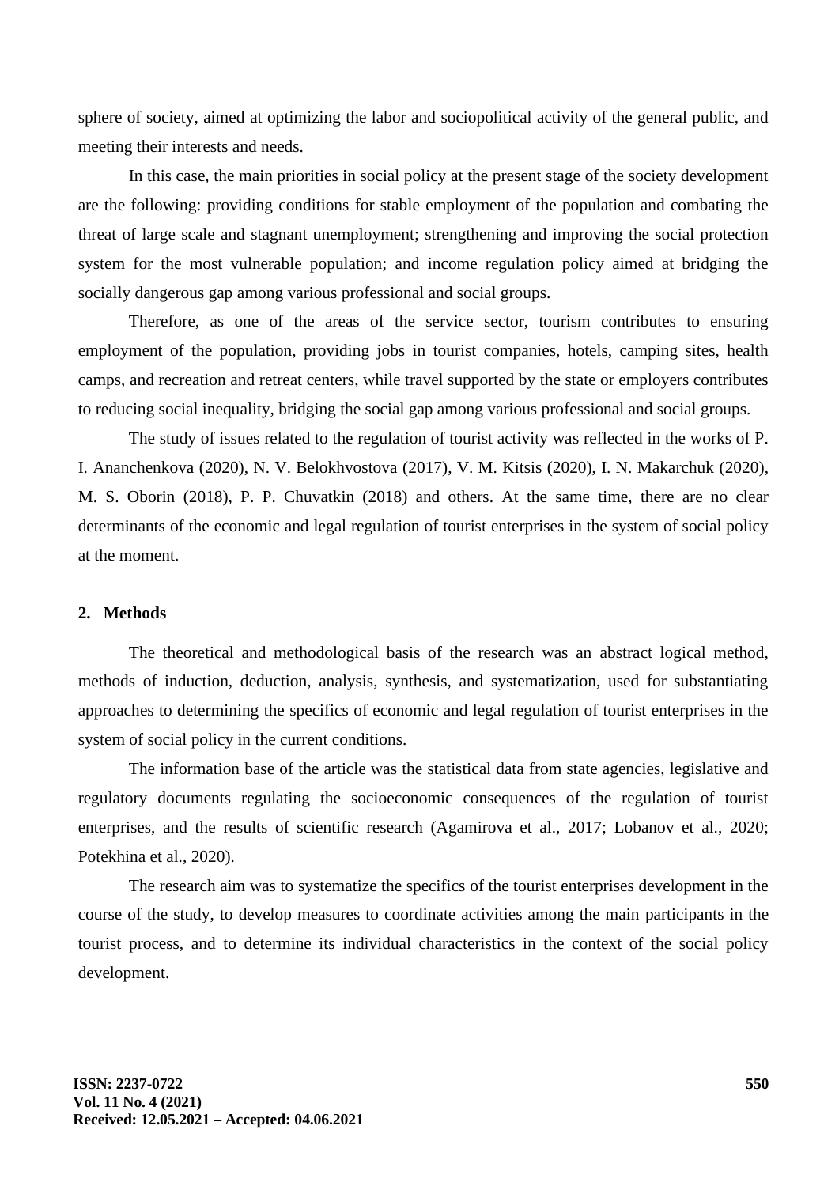sphere of society, aimed at optimizing the labor and sociopolitical activity of the general public, and meeting their interests and needs.

In this case, the main priorities in social policy at the present stage of the society development are the following: providing conditions for stable employment of the population and combating the threat of large scale and stagnant unemployment; strengthening and improving the social protection system for the most vulnerable population; and income regulation policy aimed at bridging the socially dangerous gap among various professional and social groups.

Therefore, as one of the areas of the service sector, tourism contributes to ensuring employment of the population, providing jobs in tourist companies, hotels, camping sites, health camps, and recreation and retreat centers, while travel supported by the state or employers contributes to reducing social inequality, bridging the social gap among various professional and social groups.

The study of issues related to the regulation of tourist activity was reflected in the works of P. I. Ananchenkova (2020), N. V. Belokhvostova (2017), V. M. Kitsis (2020), I. N. Makarchuk (2020), M. S. Oborin (2018), P. P. Chuvatkin (2018) and others. At the same time, there are no clear determinants of the economic and legal regulation of tourist enterprises in the system of social policy at the moment.

## 2. Methods

The theoretical and methodological basis of the research was an abstract logical method, methods of induction, deduction, analysis, synthesis, and systematization, used for substantiating approaches to determining the specifics of economic and legal regulation of tourist enterprises in the system of social policy in the current conditions.

The information base of the article was the statistical data from state agencies, legislative and regulatory documents regulating the socioeconomic consequences of the regulation of tourist enterprises, and the results of scientific research (Agamirova et al., 2017; Lobanov et al., 2020; Potekhina et al., 2020).

The research aim was to systematize the specifics of the tourist enterprises development in the course of the study, to develop measures to coordinate activities among the main participants in the tourist process, and to determine its individual characteristics in the context of the social policy development.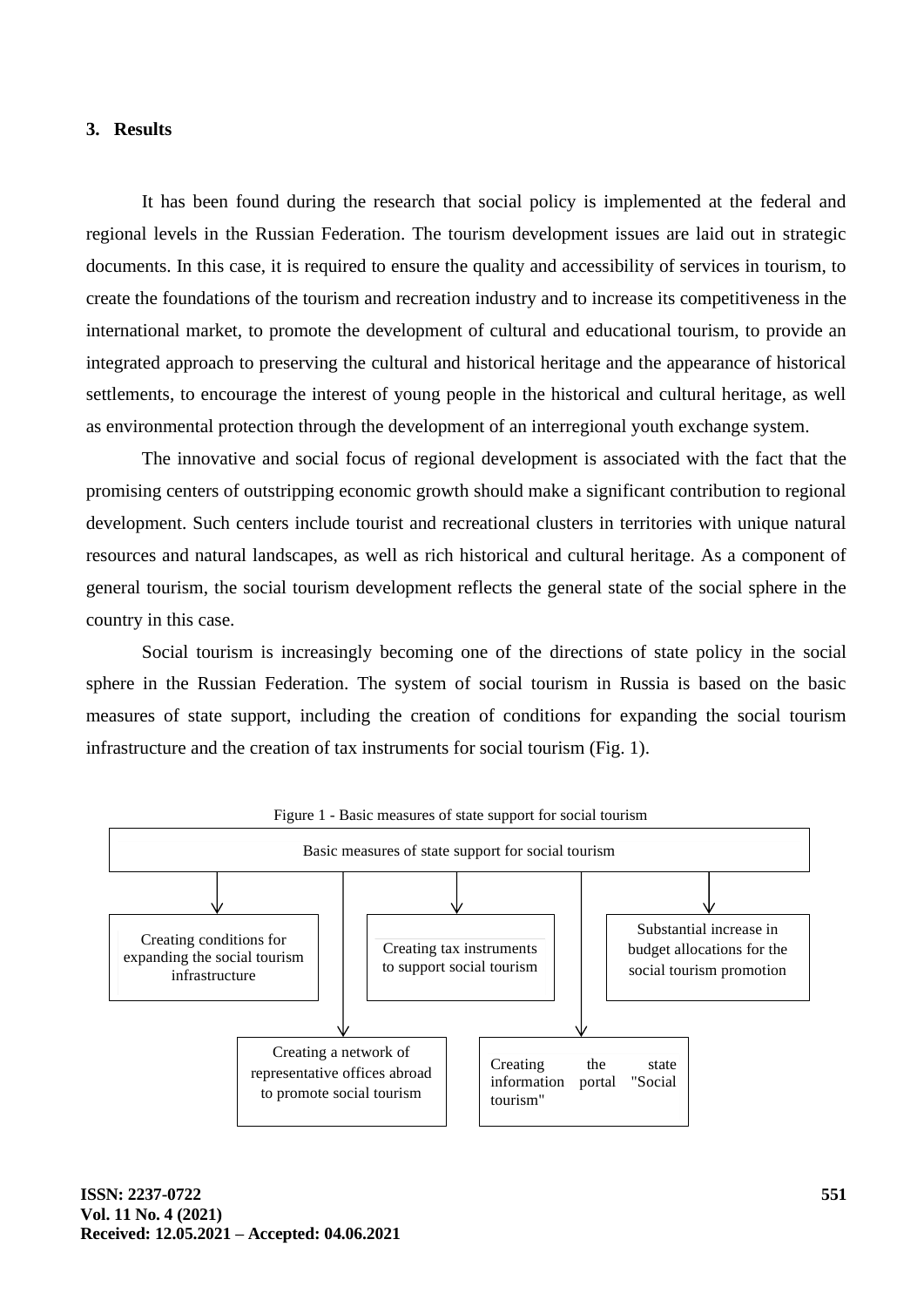## 3. Results

It has been found during the research that social policy is implemented at the federal and regional levels in the Russian Federation. The tourism development issues are laid out in strategic documents. In this case, it is required to ensure the quality and accessibility of services in tourism, to create the foundations of the tourism and recreation industry and to increase its competitiveness in the international market, to promote the development of cultural and educational tourism, to provide an integrated approach to preserving the cultural and historical heritage and the appearance of historical settlements, to encourage the interest of young people in the historical and cultural heritage, as well as environmental protection through the development of an interregional youth exchange system.

The innovative and social focus of regional development is associated with the fact that the promising centers of outstripping economic growth should make a significant contribution to regional development. Such centers include tourist and recreational clusters in territories with unique natural resources and natural landscapes, as well as rich historical and cultural heritage. As a component of general tourism, the social tourism development reflects the general state of the social sphere in the country in this case.

Social tourism is increasingly becoming one of the directions of state policy in the social sphere in the Russian Federation. The system of social tourism in Russia is based on the basic measures of state support, including the creation of conditions for expanding the social tourism infrastructure and the creation of tax instruments for social tourism (Fig. 1).

Figure 1 - Basic measures of state support for social tourism

Basic measures of state support for social tourism

- Creating conditions for expanding the social tourism infrastructure
- Creating tax instruments to support social tourism
- Substantial increase in budget allocations for the social tourism promotion
- Creating a network of representative offices abroad to promote social tourism
- Creating the state information portal "Social tourism"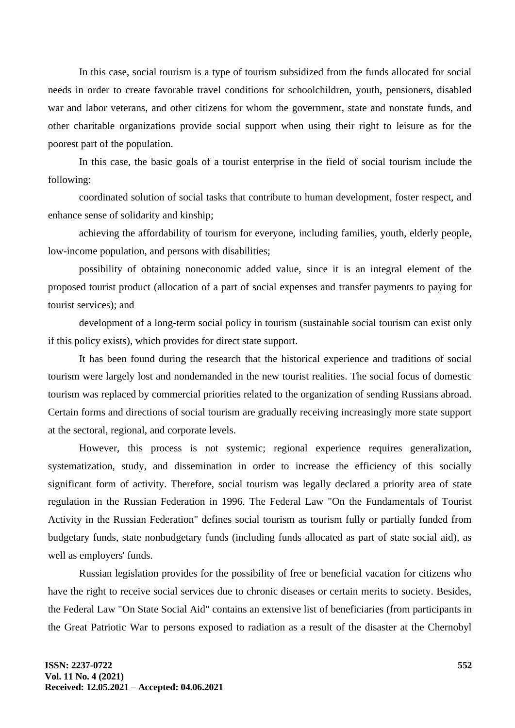In this case, social tourism is a type of tourism subsidized from the funds allocated for social needs in order to create favorable travel conditions for schoolchildren, youth, pensioners, disabled war and labor veterans, and other citizens for whom the government, state and nonstate funds, and other charitable organizations provide social support when using their right to leisure as for the poorest part of the population.

In this case, the basic goals of a tourist enterprise in the field of social tourism include the following:

coordinated solution of social tasks that contribute to human development, foster respect, and enhance sense of solidarity and kinship;

achieving the affordability of tourism for everyone, including families, youth, elderly people, low-income population, and persons with disabilities;

possibility of obtaining noneconomic added value, since it is an integral element of the proposed tourist product (allocation of a part of social expenses and transfer payments to paying for tourist services); and

development of a long-term social policy in tourism (sustainable social tourism can exist only if this policy exists), which provides for direct state support.

It has been found during the research that the historical experience and traditions of social tourism were largely lost and nondemanded in the new tourist realities. The social focus of domestic tourism was replaced by commercial priorities related to the organization of sending Russians abroad. Certain forms and directions of social tourism are gradually receiving increasingly more state support at the sectoral, regional, and corporate levels.

However, this process is not systemic; regional experience requires generalization, systematization, study, and dissemination in order to increase the efficiency of this socially significant form of activity. Therefore, social tourism was legally declared a priority area of state regulation in the Russian Federation in 1996. The Federal Law "On the Fundamentals of Tourist Activity in the Russian Federation" defines social tourism as tourism fully or partially funded from budgetary funds, state nonbudgetary funds (including funds allocated as part of state social aid), as well as employers' funds.

Russian legislation provides for the possibility of free or beneficial vacation for citizens who have the right to receive social services due to chronic diseases or certain merits to society. Besides, the Federal Law "On State Social Aid" contains an extensive list of beneficiaries (from participants in the Great Patriotic War to persons exposed to radiation as a result of the disaster at the Chernobyl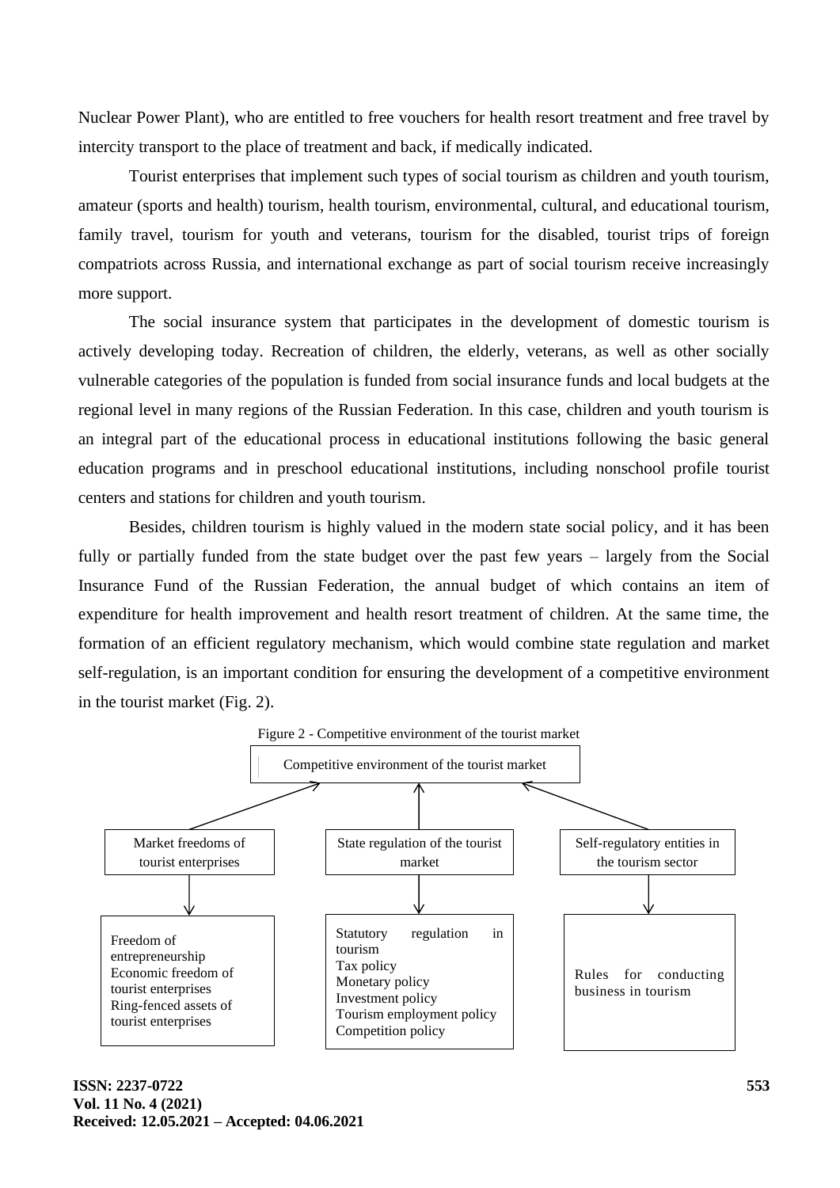Nuclear Power Plant), who are entitled to free vouchers for health resort treatment and free travel by intercity transport to the place of treatment and back, if medically indicated.

Tourist enterprises that implement such types of social tourism as children and youth tourism, amateur (sports and health) tourism, health tourism, environmental, cultural, and educational tourism, family travel, tourism for youth and veterans, tourism for the disabled, tourist trips of foreign compatriots across Russia, and international exchange as part of social tourism receive increasingly more support.

The social insurance system that participates in the development of domestic tourism is actively developing today. Recreation of children, the elderly, veterans, as well as other socially vulnerable categories of the population is funded from social insurance funds and local budgets at the regional level in many regions of the Russian Federation. In this case, children and youth tourism is an integral part of the educational process in educational institutions following the basic general education programs and in preschool educational institutions, including nonschool profile tourist centers and stations for children and youth tourism.

Besides, children tourism is highly valued in the modern state social policy, and it has been fully or partially funded from the state budget over the past few years – largely from the Social Insurance Fund of the Russian Federation, the annual budget of which contains an item of expenditure for health improvement and health resort treatment of children. At the same time, the formation of an efficient regulatory mechanism, which would combine state regulation and market self-regulation, is an important condition for ensuring the development of a competitive environment in the tourist market (Fig. 2).

Figure 2 - Competitive environment of the tourist market

Competitive environment of the tourist market

| Market freedoms of tourist enterprises | State regulation of the tourist market | Self-regulatory entities in the tourism sector |
| --- | --- | --- |
| Freedom of entrepreneurship<br>Economic freedom of tourist enterprises<br>Ring-fenced assets of tourist enterprises | Statutory regulation in tourism<br>Tax policy<br>Monetary policy<br>Investment policy<br>Tourism employment policy<br>Competition policy | Rules for conducting business in tourism |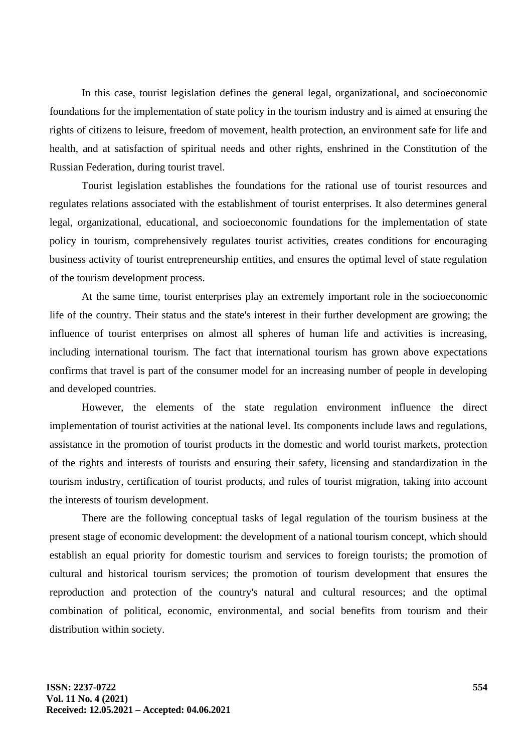In this case, tourist legislation defines the general legal, organizational, and socioeconomic foundations for the implementation of state policy in the tourism industry and is aimed at ensuring the rights of citizens to leisure, freedom of movement, health protection, an environment safe for life and health, and at satisfaction of spiritual needs and other rights, enshrined in the Constitution of the Russian Federation, during tourist travel.

Tourist legislation establishes the foundations for the rational use of tourist resources and regulates relations associated with the establishment of tourist enterprises. It also determines general legal, organizational, educational, and socioeconomic foundations for the implementation of state policy in tourism, comprehensively regulates tourist activities, creates conditions for encouraging business activity of tourist entrepreneurship entities, and ensures the optimal level of state regulation of the tourism development process.

At the same time, tourist enterprises play an extremely important role in the socioeconomic life of the country. Their status and the state's interest in their further development are growing; the influence of tourist enterprises on almost all spheres of human life and activities is increasing, including international tourism. The fact that international tourism has grown above expectations confirms that travel is part of the consumer model for an increasing number of people in developing and developed countries.

However, the elements of the state regulation environment influence the direct implementation of tourist activities at the national level. Its components include laws and regulations, assistance in the promotion of tourist products in the domestic and world tourist markets, protection of the rights and interests of tourists and ensuring their safety, licensing and standardization in the tourism industry, certification of tourist products, and rules of tourist migration, taking into account the interests of tourism development.

There are the following conceptual tasks of legal regulation of the tourism business at the present stage of economic development: the development of a national tourism concept, which should establish an equal priority for domestic tourism and services to foreign tourists; the promotion of cultural and historical tourism services; the promotion of tourism development that ensures the reproduction and protection of the country's natural and cultural resources; and the optimal combination of political, economic, environmental, and social benefits from tourism and their distribution within society.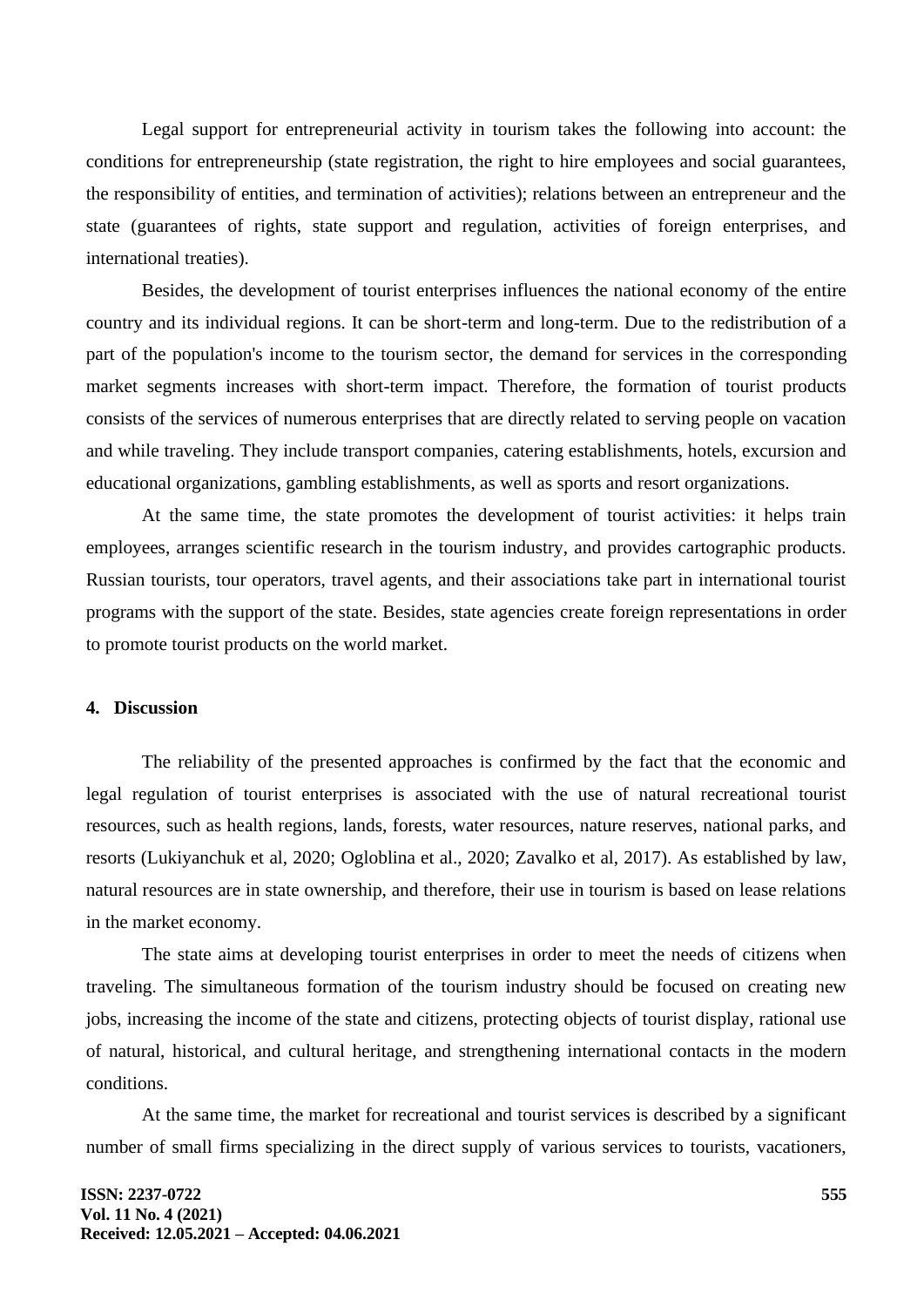Legal support for entrepreneurial activity in tourism takes the following into account: the conditions for entrepreneurship (state registration, the right to hire employees and social guarantees, the responsibility of entities, and termination of activities); relations between an entrepreneur and the state (guarantees of rights, state support and regulation, activities of foreign enterprises, and international treaties).

Besides, the development of tourist enterprises influences the national economy of the entire country and its individual regions. It can be short-term and long-term. Due to the redistribution of a part of the population's income to the tourism sector, the demand for services in the corresponding market segments increases with short-term impact. Therefore, the formation of tourist products consists of the services of numerous enterprises that are directly related to serving people on vacation and while traveling. They include transport companies, catering establishments, hotels, excursion and educational organizations, gambling establishments, as well as sports and resort organizations.

At the same time, the state promotes the development of tourist activities: it helps train employees, arranges scientific research in the tourism industry, and provides cartographic products. Russian tourists, tour operators, travel agents, and their associations take part in international tourist programs with the support of the state. Besides, state agencies create foreign representations in order to promote tourist products on the world market.

## 4. Discussion

The reliability of the presented approaches is confirmed by the fact that the economic and legal regulation of tourist enterprises is associated with the use of natural recreational tourist resources, such as health regions, lands, forests, water resources, nature reserves, national parks, and resorts (Lukiyanchuk et al, 2020; Ogloblina et al., 2020; Zavalko et al, 2017). As established by law, natural resources are in state ownership, and therefore, their use in tourism is based on lease relations in the market economy.

The state aims at developing tourist enterprises in order to meet the needs of citizens when traveling. The simultaneous formation of the tourism industry should be focused on creating new jobs, increasing the income of the state and citizens, protecting objects of tourist display, rational use of natural, historical, and cultural heritage, and strengthening international contacts in the modern conditions.

At the same time, the market for recreational and tourist services is described by a significant number of small firms specializing in the direct supply of various services to tourists, vacationers,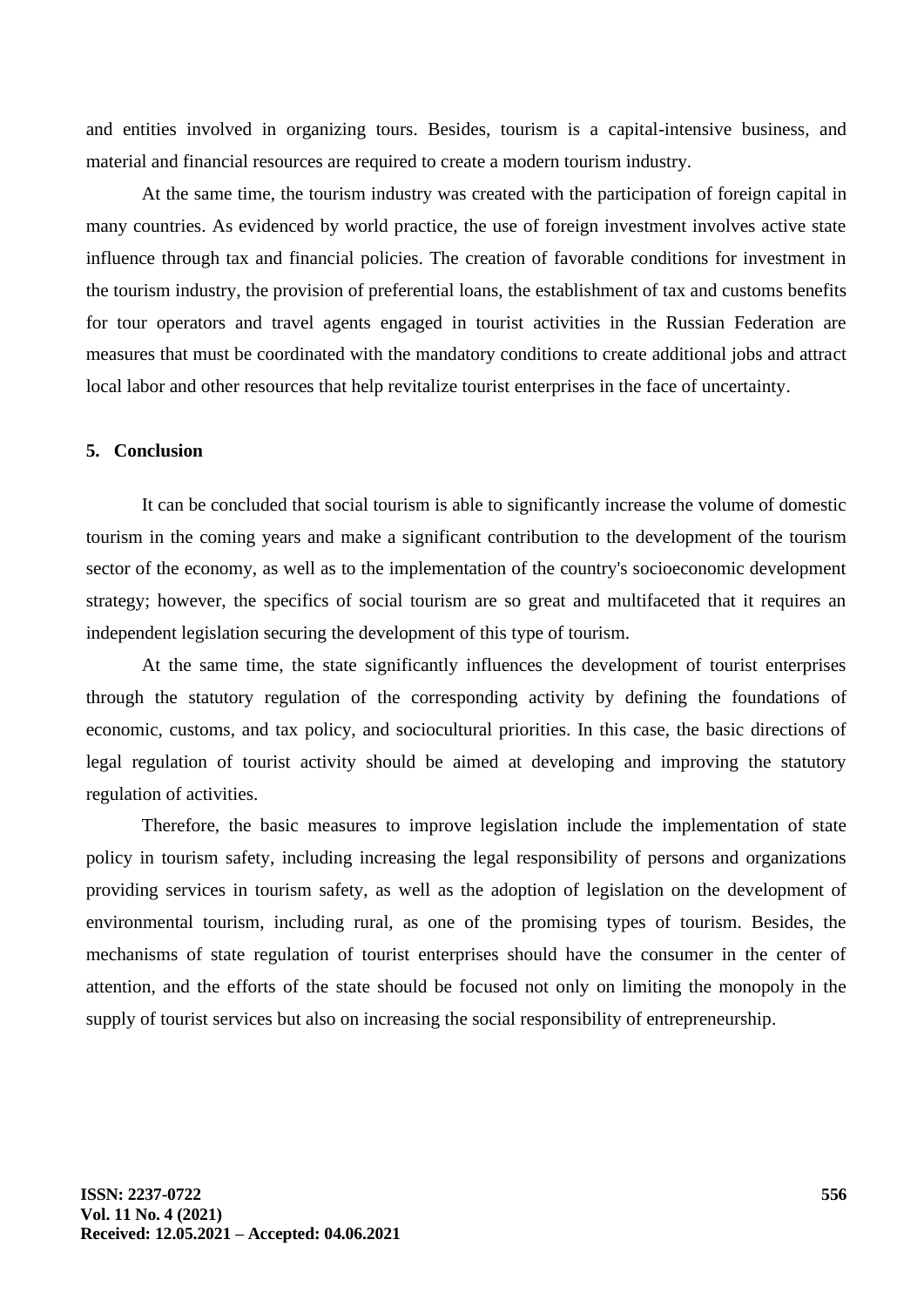and entities involved in organizing tours. Besides, tourism is a capital-intensive business, and material and financial resources are required to create a modern tourism industry.

At the same time, the tourism industry was created with the participation of foreign capital in many countries. As evidenced by world practice, the use of foreign investment involves active state influence through tax and financial policies. The creation of favorable conditions for investment in the tourism industry, the provision of preferential loans, the establishment of tax and customs benefits for tour operators and travel agents engaged in tourist activities in the Russian Federation are measures that must be coordinated with the mandatory conditions to create additional jobs and attract local labor and other resources that help revitalize tourist enterprises in the face of uncertainty.

## 5. Conclusion

It can be concluded that social tourism is able to significantly increase the volume of domestic tourism in the coming years and make a significant contribution to the development of the tourism sector of the economy, as well as to the implementation of the country's socioeconomic development strategy; however, the specifics of social tourism are so great and multifaceted that it requires an independent legislation securing the development of this type of tourism.

At the same time, the state significantly influences the development of tourist enterprises through the statutory regulation of the corresponding activity by defining the foundations of economic, customs, and tax policy, and sociocultural priorities. In this case, the basic directions of legal regulation of tourist activity should be aimed at developing and improving the statutory regulation of activities.

Therefore, the basic measures to improve legislation include the implementation of state policy in tourism safety, including increasing the legal responsibility of persons and organizations providing services in tourism safety, as well as the adoption of legislation on the development of environmental tourism, including rural, as one of the promising types of tourism. Besides, the mechanisms of state regulation of tourist enterprises should have the consumer in the center of attention, and the efforts of the state should be focused not only on limiting the monopoly in the supply of tourist services but also on increasing the social responsibility of entrepreneurship.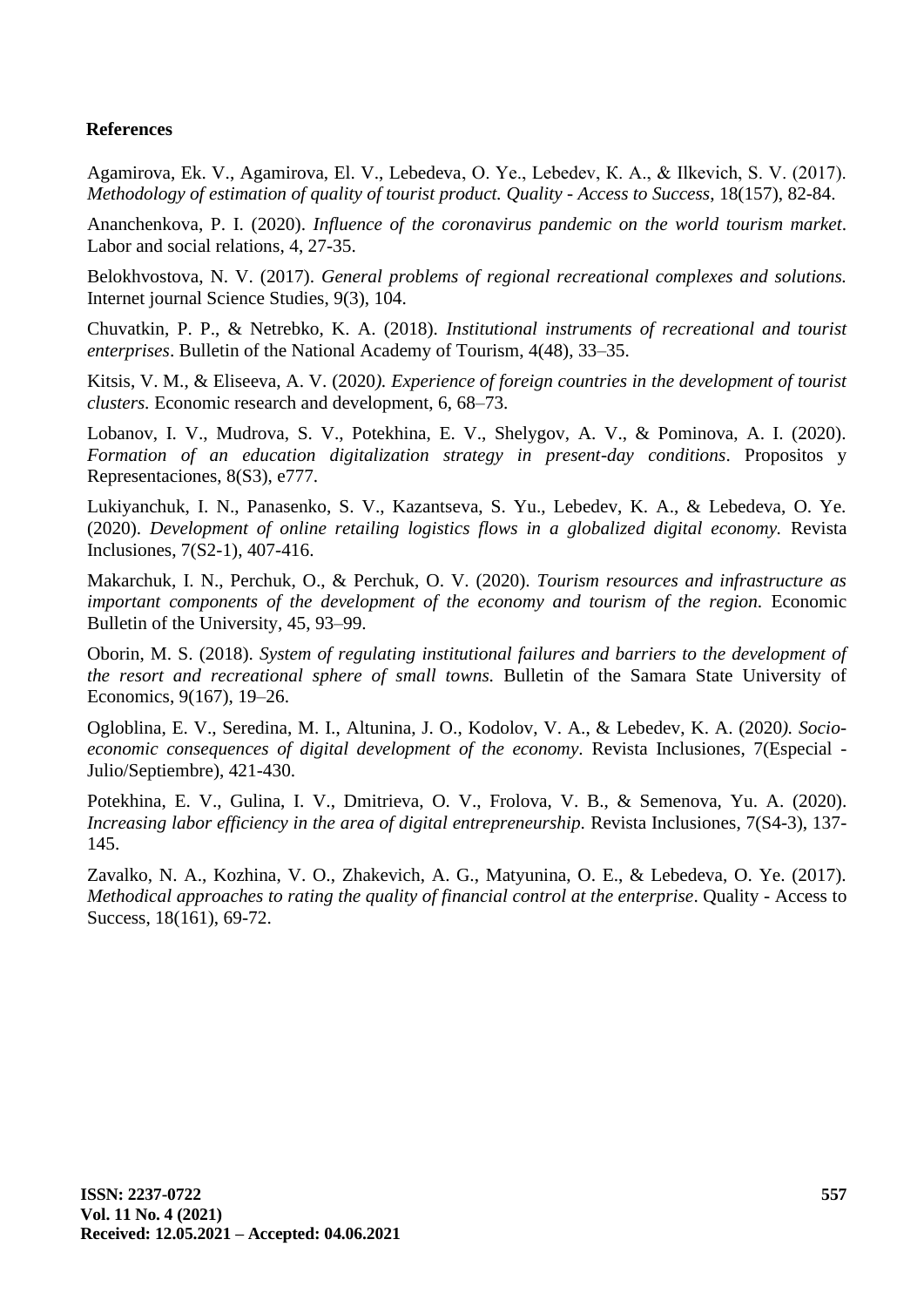## References

Agamirova, Ek. V., Agamirova, El. V., Lebedeva, O. Ye., Lebedev, K. A., & Ilkevich, S. V. (2017). *Methodology of estimation of quality of tourist product. Quality - Access to Success*, 18(157), 82-84.

Ananchenkova, P. I. (2020). *Influence of the coronavirus pandemic on the world tourism market*. Labor and social relations, 4, 27-35.

Belokhvostova, N. V. (2017). *General problems of regional recreational complexes and solutions.* Internet journal Science Studies, 9(3), 104.

Chuvatkin, P. P., & Netrebko, K. A. (2018). *Institutional instruments of recreational and tourist enterprises*. Bulletin of the National Academy of Tourism, 4(48), 33–35.

Kitsis, V. M., & Eliseeva, A. V. (2020*). Experience of foreign countries in the development of tourist clusters.* Economic research and development, 6, 68–73.

Lobanov, I. V., Mudrova, S. V., Potekhina, E. V., Shelygov, A. V., & Pominova, A. I. (2020). *Formation of an education digitalization strategy in present-day conditions*. Propositos y Representaciones, 8(S3), e777.

Lukiyanchuk, I. N., Panasenko, S. V., Kazantseva, S. Yu., Lebedev, K. A., & Lebedeva, O. Ye. (2020). *Development of online retailing logistics flows in a globalized digital economy.* Revista Inclusiones, 7(S2-1), 407-416.

Makarchuk, I. N., Perchuk, O., & Perchuk, O. V. (2020). *Tourism resources and infrastructure as important components of the development of the economy and tourism of the region*. Economic Bulletin of the University, 45, 93–99.

Oborin, M. S. (2018). *System of regulating institutional failures and barriers to the development of the resort and recreational sphere of small towns.* Bulletin of the Samara State University of Economics, 9(167), 19–26.

Ogloblina, E. V., Seredina, M. I., Altunina, J. O., Kodolov, V. A., & Lebedev, K. A. (2020*). Socio-economic consequences of digital development of the economy*. Revista Inclusiones, 7(Especial - Julio/Septiembre), 421-430.

Potekhina, E. V., Gulina, I. V., Dmitrieva, O. V., Frolova, V. B., & Semenova, Yu. A. (2020). *Increasing labor efficiency in the area of digital entrepreneurship*. Revista Inclusiones, 7(S4-3), 137-145.

Zavalko, N. A., Kozhina, V. O., Zhakevich, A. G., Matyunina, O. E., & Lebedeva, O. Ye. (2017). *Methodical approaches to rating the quality of financial control at the enterprise*. Quality - Access to Success, 18(161), 69-72.